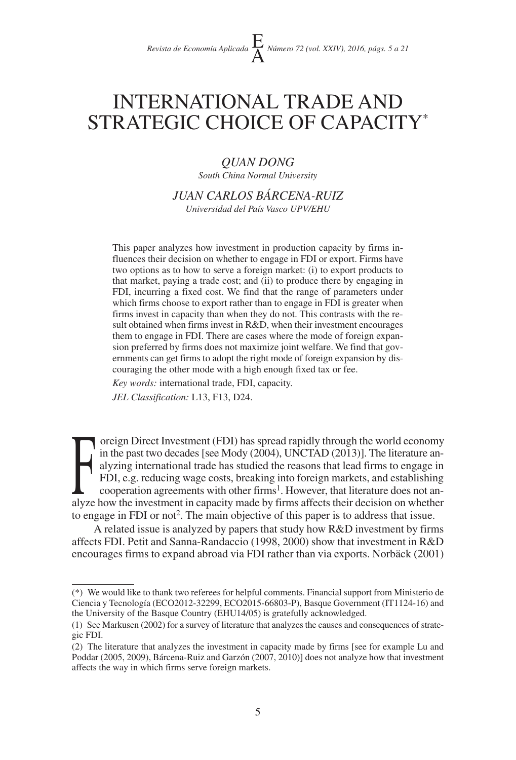# INTERNATIONAL TRADE AND STRATEGIC CHOICE OF CAPACITY*

*QUAN DONG*
*South China Normal University*

*JUAN CARLOS BÁRCENA-RUIZ*
*Universidad del País Vasco UPV/EHU*

This paper analyzes how investment in production capacity by firms influences their decision on whether to engage in FDI or export. Firms have two options as to how to serve a foreign market: (i) to export products to that market, paying a trade cost; and (ii) to produce there by engaging in FDI, incurring a fixed cost. We find that the range of parameters under which firms choose to export rather than to engage in FDI is greater when firms invest in capacity than when they do not. This contrasts with the result obtained when firms invest in R&D, when their investment encourages them to engage in FDI. There are cases where the mode of foreign expansion preferred by firms does not maximize joint welfare. We find that governments can get firms to adopt the right mode of foreign expansion by discouraging the other mode with a high enough fixed tax or fee.

*Key words:* international trade, FDI, capacity.

*JEL Classification:* L13, F13, D24.

Foreign Direct Investment (FDI) has spread rapidly through the world economy in the past two decades [see Mody (2004), UNCTAD (2013)]. The literature analyzing international trade has studied the reasons that lead firms to engage in FDI, e.g. reducing wage costs, breaking into foreign markets, and establishing cooperation agreements with other firms[1]. However, that literature does not analyze how the investment in capacity made by firms affects their decision on whether to engage in FDI or not[2]. The main objective of this paper is to address that issue.

A related issue is analyzed by papers that study how R&D investment by firms affects FDI. Petit and Sanna-Randaccio (1998, 2000) show that investment in R&D encourages firms to expand abroad via FDI rather than via exports. Norbäck (2001)

---

(*) We would like to thank two referees for helpful comments. Financial support from Ministerio de Ciencia y Tecnología (ECO2012-32299, ECO2015-66803-P), Basque Government (IT1124-16) and the University of the Basque Country (EHU14/05) is gratefully acknowledged.

(1) See Markusen (2002) for a survey of literature that analyzes the causes and consequences of strategic FDI.

(2) The literature that analyzes the investment in capacity made by firms [see for example Lu and Poddar (2005, 2009), Bárcena-Ruiz and Garzón (2007, 2010)] does not analyze how that investment affects the way in which firms serve foreign markets.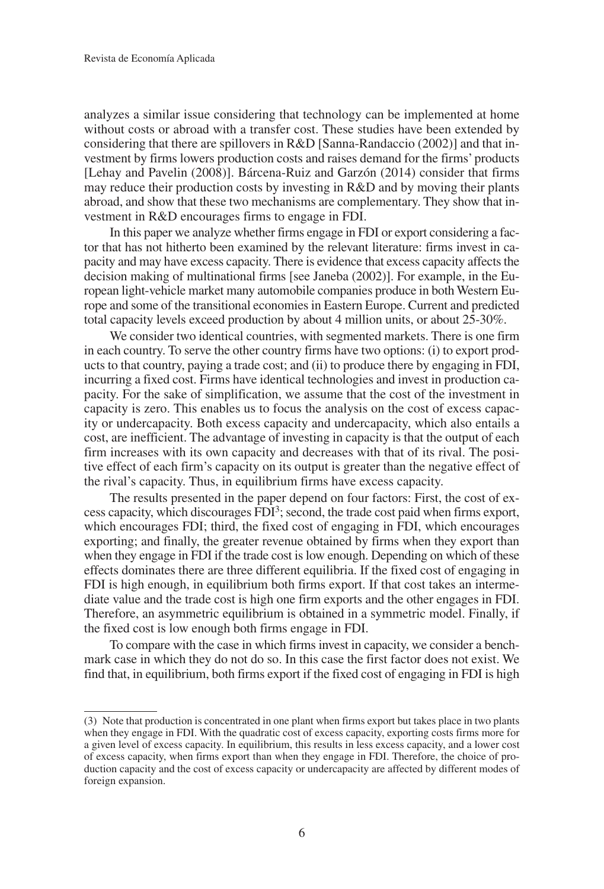analyzes a similar issue considering that technology can be implemented at home without costs or abroad with a transfer cost. These studies have been extended by considering that there are spillovers in R&D [Sanna-Randaccio (2002)] and that investment by firms lowers production costs and raises demand for the firms' products [Lehay and Pavelin (2008)]. Bárcena-Ruiz and Garzón (2014) consider that firms may reduce their production costs by investing in R&D and by moving their plants abroad, and show that these two mechanisms are complementary. They show that investment in R&D encourages firms to engage in FDI.

In this paper we analyze whether firms engage in FDI or export considering a factor that has not hitherto been examined by the relevant literature: firms invest in capacity and may have excess capacity. There is evidence that excess capacity affects the decision making of multinational firms [see Janeba (2002)]. For example, in the European light-vehicle market many automobile companies produce in both Western Europe and some of the transitional economies in Eastern Europe. Current and predicted total capacity levels exceed production by about 4 million units, or about 25-30%.

We consider two identical countries, with segmented markets. There is one firm in each country. To serve the other country firms have two options: (i) to export products to that country, paying a trade cost; and (ii) to produce there by engaging in FDI, incurring a fixed cost. Firms have identical technologies and invest in production capacity. For the sake of simplification, we assume that the cost of the investment in capacity is zero. This enables us to focus the analysis on the cost of excess capacity or undercapacity. Both excess capacity and undercapacity, which also entails a cost, are inefficient. The advantage of investing in capacity is that the output of each firm increases with its own capacity and decreases with that of its rival. The positive effect of each firm's capacity on its output is greater than the negative effect of the rival's capacity. Thus, in equilibrium firms have excess capacity.

The results presented in the paper depend on four factors: First, the cost of excess capacity, which discourages FDI[3]; second, the trade cost paid when firms export, which encourages FDI; third, the fixed cost of engaging in FDI, which encourages exporting; and finally, the greater revenue obtained by firms when they export than when they engage in FDI if the trade cost is low enough. Depending on which of these effects dominates there are three different equilibria. If the fixed cost of engaging in FDI is high enough, in equilibrium both firms export. If that cost takes an intermediate value and the trade cost is high one firm exports and the other engages in FDI. Therefore, an asymmetric equilibrium is obtained in a symmetric model. Finally, if the fixed cost is low enough both firms engage in FDI.

To compare with the case in which firms invest in capacity, we consider a benchmark case in which they do not do so. In this case the first factor does not exist. We find that, in equilibrium, both firms export if the fixed cost of engaging in FDI is high

(3) Note that production is concentrated in one plant when firms export but takes place in two plants when they engage in FDI. With the quadratic cost of excess capacity, exporting costs firms more for a given level of excess capacity. In equilibrium, this results in less excess capacity, and a lower cost of excess capacity, when firms export than when they engage in FDI. Therefore, the choice of production capacity and the cost of excess capacity or undercapacity are affected by different modes of foreign expansion.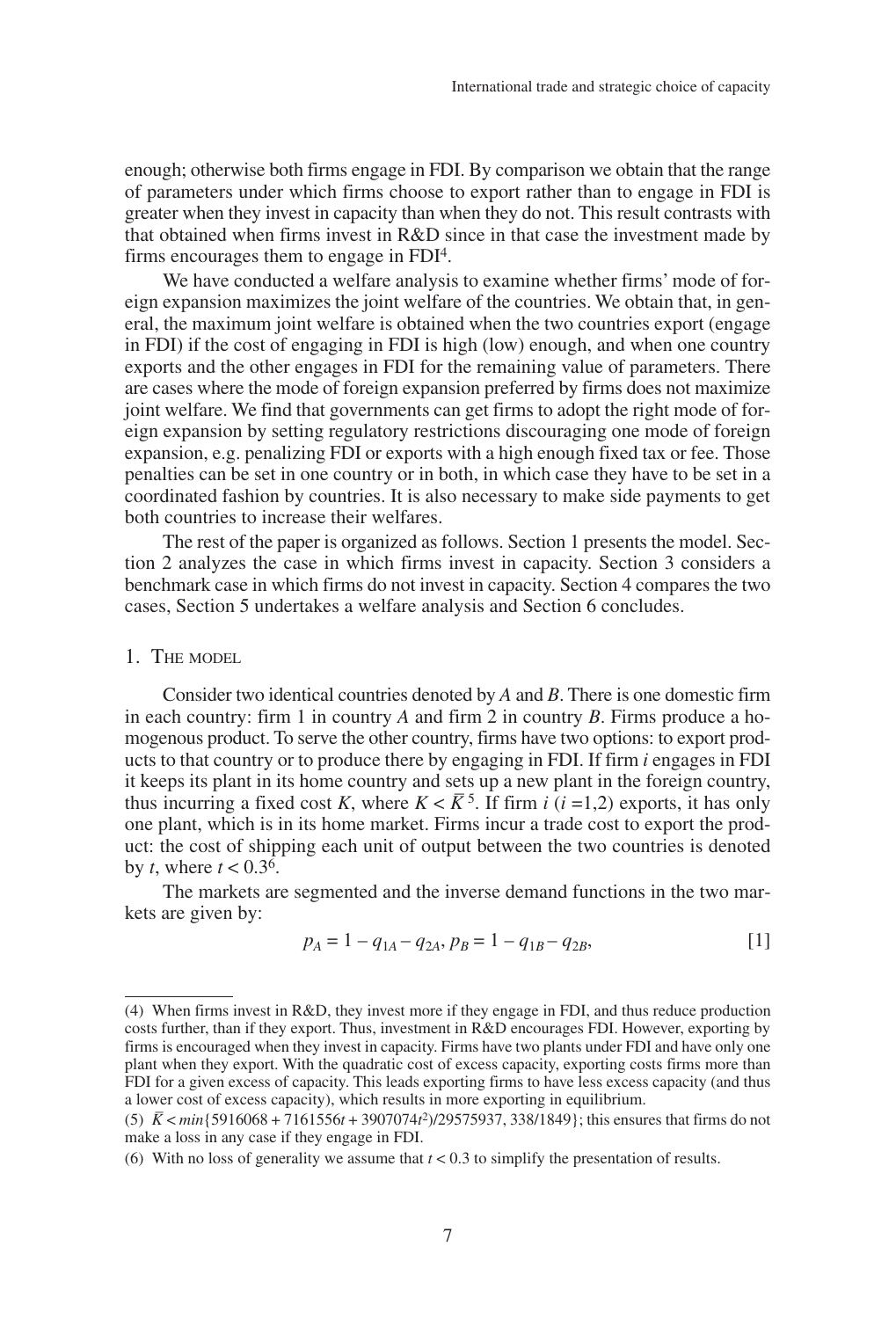enough; otherwise both firms engage in FDI. By comparison we obtain that the range of parameters under which firms choose to export rather than to engage in FDI is greater when they invest in capacity than when they do not. This result contrasts with that obtained when firms invest in R&D since in that case the investment made by firms encourages them to engage in FDI[4].

We have conducted a welfare analysis to examine whether firms' mode of foreign expansion maximizes the joint welfare of the countries. We obtain that, in general, the maximum joint welfare is obtained when the two countries export (engage in FDI) if the cost of engaging in FDI is high (low) enough, and when one country exports and the other engages in FDI for the remaining value of parameters. There are cases where the mode of foreign expansion preferred by firms does not maximize joint welfare. We find that governments can get firms to adopt the right mode of foreign expansion by setting regulatory restrictions discouraging one mode of foreign expansion, e.g. penalizing FDI or exports with a high enough fixed tax or fee. Those penalties can be set in one country or in both, in which case they have to be set in a coordinated fashion by countries. It is also necessary to make side payments to get both countries to increase their welfares.

The rest of the paper is organized as follows. Section 1 presents the model. Section 2 analyzes the case in which firms invest in capacity. Section 3 considers a benchmark case in which firms do not invest in capacity. Section 4 compares the two cases, Section 5 undertakes a welfare analysis and Section 6 concludes.

## 1. The model

Consider two identical countries denoted by $A$ and $B$. There is one domestic firm in each country: firm 1 in country $A$ and firm 2 in country $B$. Firms produce a homogenous product. To serve the other country, firms have two options: to export products to that country or to produce there by engaging in FDI. If firm $i$ engages in FDI it keeps its plant in its home country and sets up a new plant in the foreign country, thus incurring a fixed cost $K$, where $K < \bar{K}$[5]. If firm $i$ ($i = 1,2$) exports, it has only one plant, which is in its home market. Firms incur a trade cost to export the product: the cost of shipping each unit of output between the two countries is denoted by $t$, where $t < 0.3$[6].

The markets are segmented and the inverse demand functions in the two markets are given by:

$$p_A = 1 - q_{1A} - q_{2A},\ p_B = 1 - q_{1B} - q_{2B}, \qquad [1]$$

---

(4) When firms invest in R&D, they invest more if they engage in FDI, and thus reduce production costs further, than if they export. Thus, investment in R&D encourages FDI. However, exporting by firms is encouraged when they invest in capacity. Firms have two plants under FDI and have only one plant when they export. With the quadratic cost of excess capacity, exporting costs firms more than FDI for a given excess of capacity. This leads exporting firms to have less excess capacity (and thus a lower cost of excess capacity), which results in more exporting in equilibrium.

(5) $\bar{K} < min\{5916068 + 7161556t + 3907074t^2)/29575937, 338/1849\}$; this ensures that firms do not make a loss in any case if they engage in FDI.

(6) With no loss of generality we assume that $t < 0.3$ to simplify the presentation of results.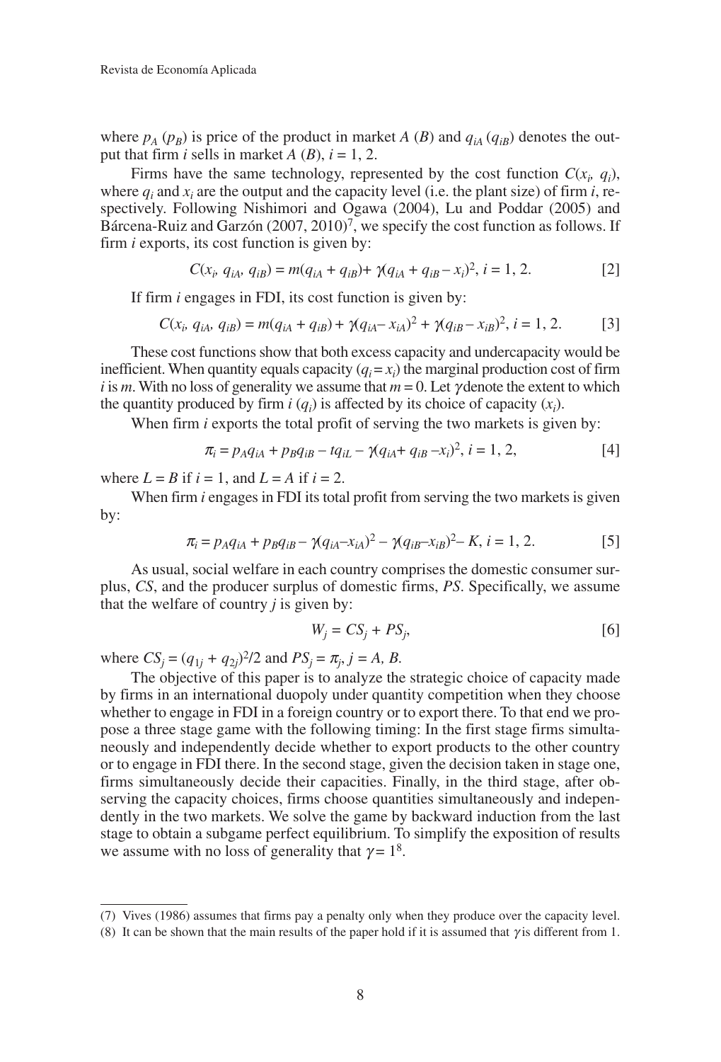where $p_A$ ($p_B$) is price of the product in market *A* (*B*) and $q_{iA}$ ($q_{iB}$) denotes the output that firm *i* sells in market *A* (*B*), $i = 1, 2$.

Firms have the same technology, represented by the cost function $C(x_i, q_i)$, where $q_i$ and $x_i$ are the output and the capacity level (i.e. the plant size) of firm *i*, respectively. Following Nishimori and Ogawa (2004), Lu and Poddar (2005) and Bárcena-Ruiz and Garzón (2007, 2010)[7], we specify the cost function as follows. If firm *i* exports, its cost function is given by:

$$C(x_i, q_{iA}, q_{iB}) = m(q_{iA} + q_{iB}) + \gamma(q_{iA} + q_{iB} - x_i)^2, \; i = 1, 2. \qquad [2]$$

If firm *i* engages in FDI, its cost function is given by:

$$C(x_i, q_{iA}, q_{iB}) = m(q_{iA} + q_{iB}) + \gamma(q_{iA} - x_{iA})^2 + \gamma(q_{iB} - x_{iB})^2, \; i = 1, 2. \qquad [3]$$

These cost functions show that both excess capacity and undercapacity would be inefficient. When quantity equals capacity ($q_i = x_i$) the marginal production cost of firm *i* is *m*. With no loss of generality we assume that $m = 0$. Let $\gamma$ denote the extent to which the quantity produced by firm *i* ($q_i$) is affected by its choice of capacity ($x_i$).

When firm *i* exports the total profit of serving the two markets is given by:

$$\pi_i = p_A q_{iA} + p_B q_{iB} - t q_{iL} - \gamma(q_{iA} + q_{iB} - x_i)^2, \; i = 1, 2, \qquad [4]$$

where $L = B$ if $i = 1$, and $L = A$ if $i = 2$.

When firm *i* engages in FDI its total profit from serving the two markets is given by:

$$\pi_i = p_A q_{iA} + p_B q_{iB} - \gamma(q_{iA} - x_{iA})^2 - \gamma(q_{iB} - x_{iB})^2 - K, \; i = 1, 2. \qquad [5]$$

As usual, social welfare in each country comprises the domestic consumer surplus, *CS*, and the producer surplus of domestic firms, *PS*. Specifically, we assume that the welfare of country *j* is given by:

$$W_j = CS_j + PS_j, \qquad [6]$$

where $CS_j = (q_{1j} + q_{2j})^2/2$ and $PS_j = \pi_j$, $j = A, B$.

The objective of this paper is to analyze the strategic choice of capacity made by firms in an international duopoly under quantity competition when they choose whether to engage in FDI in a foreign country or to export there. To that end we propose a three stage game with the following timing: In the first stage firms simultaneously and independently decide whether to export products to the other country or to engage in FDI there. In the second stage, given the decision taken in stage one, firms simultaneously decide their capacities. Finally, in the third stage, after observing the capacity choices, firms choose quantities simultaneously and independently in the two markets. We solve the game by backward induction from the last stage to obtain a subgame perfect equilibrium. To simplify the exposition of results we assume with no loss of generality that $\gamma = 1$[8].

---

(7) Vives (1986) assumes that firms pay a penalty only when they produce over the capacity level.

(8) It can be shown that the main results of the paper hold if it is assumed that $\gamma$ is different from 1.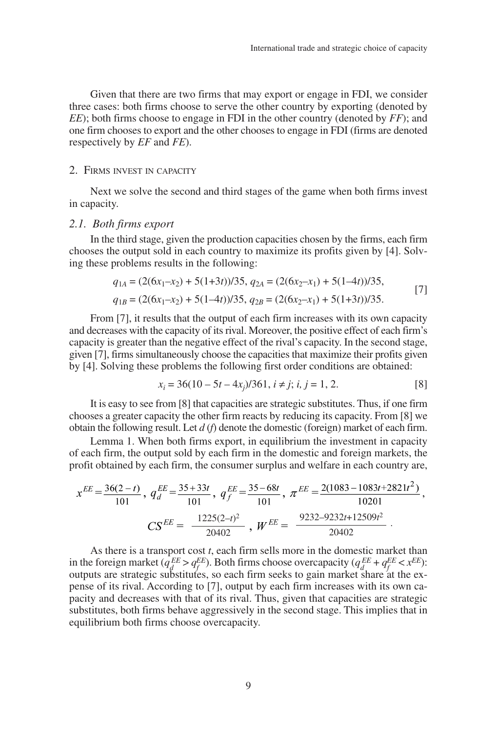Given that there are two firms that may export or engage in FDI, we consider three cases: both firms choose to serve the other country by exporting (denoted by *EE*); both firms choose to engage in FDI in the other country (denoted by *FF*); and one firm chooses to export and the other chooses to engage in FDI (firms are denoted respectively by *EF* and *FE*).

## 2. Firms invest in capacity

Next we solve the second and third stages of the game when both firms invest in capacity.

### *2.1. Both firms export*

In the third stage, given the production capacities chosen by the firms, each firm chooses the output sold in each country to maximize its profits given by [4]. Solving these problems results in the following:

$$q_{1A} = (2(6x_1 - x_2) + 5(1+3t))/35,\ q_{2A} = (2(6x_2 - x_1) + 5(1-4t))/35,$$
$$q_{1B} = (2(6x_1 - x_2) + 5(1-4t))/35,\ q_{2B} = (2(6x_2 - x_1) + 5(1+3t))/35. \quad [7]$$

From [7], it results that the output of each firm increases with its own capacity and decreases with the capacity of its rival. Moreover, the positive effect of each firm's capacity is greater than the negative effect of the rival's capacity. In the second stage, given [7], firms simultaneously choose the capacities that maximize their profits given by [4]. Solving these problems the following first order conditions are obtained:

$$x_i = 36(10 - 5t - 4x_j)/361,\ i \neq j;\ i, j = 1, 2. \quad [8]$$

It is easy to see from [8] that capacities are strategic substitutes. Thus, if one firm chooses a greater capacity the other firm reacts by reducing its capacity. From [8] we obtain the following result. Let $d$ ($f$) denote the domestic (foreign) market of each firm.

Lemma 1. When both firms export, in equilibrium the investment in capacity of each firm, the output sold by each firm in the domestic and foreign markets, the profit obtained by each firm, the consumer surplus and welfare in each country are,

$$x^{EE} = \frac{36(2-t)}{101},\ q_d^{EE} = \frac{35+33t}{101},\ q_f^{EE} = \frac{35-68t}{101},\ \pi^{EE} = \frac{2(1083-1083t+2821t^2)}{10201},$$

$$CS^{EE} = \frac{1225(2-t)^2}{20402},\ W^{EE} = \frac{9232-9232t+12509t^2}{20402}.$$

As there is a transport cost $t$, each firm sells more in the domestic market than in the foreign market ($q_d^{EE} > q_f^{EE}$). Both firms choose overcapacity ($q_d^{EE} + q_f^{EE} < x^{EE}$): outputs are strategic substitutes, so each firm seeks to gain market share at the expense of its rival. According to [7], output by each firm increases with its own capacity and decreases with that of its rival. Thus, given that capacities are strategic substitutes, both firms behave aggressively in the second stage. This implies that in equilibrium both firms choose overcapacity.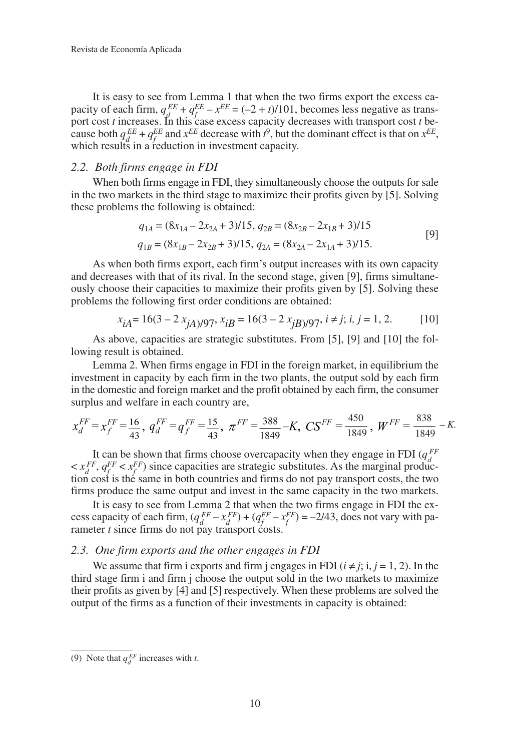It is easy to see from Lemma 1 that when the two firms export the excess capacity of each firm, $q_d^{EE} + q_f^{EE} - x^{EE} = (-2 + t)/101$, becomes less negative as transport cost $t$ increases. In this case excess capacity decreases with transport cost $t$ because both $q_d^{EE} + q_f^{EE}$ and $x^{EE}$ decrease with $t$[9], but the dominant effect is that on $x^{EE}$, which results in a reduction in investment capacity.

### 2.2. *Both firms engage in FDI*

When both firms engage in FDI, they simultaneously choose the outputs for sale in the two markets in the third stage to maximize their profits given by [5]. Solving these problems the following is obtained:

$$
\begin{aligned}
&q_{1A} = (8x_{1A} - 2x_{2A} + 3)/15,\; q_{2B} = (8x_{2B} - 2x_{1B} + 3)/15 \\
&q_{1B} = (8x_{1B} - 2x_{2B} + 3)/15,\; q_{2A} = (8x_{2A} - 2x_{1A} + 3)/15.
\end{aligned}
\qquad [9]
$$

As when both firms export, each firm's output increases with its own capacity and decreases with that of its rival. In the second stage, given [9], firms simultaneously choose their capacities to maximize their profits given by [5]. Solving these problems the following first order conditions are obtained:

$$
x_{iA} = 16(3 - 2x_{jA})/97,\; x_{iB} = 16(3 - 2x_{jB})/97,\; i \neq j;\; i, j = 1, 2. \qquad [10]
$$

As above, capacities are strategic substitutes. From [5], [9] and [10] the following result is obtained.

Lemma 2. When firms engage in FDI in the foreign market, in equilibrium the investment in capacity by each firm in the two plants, the output sold by each firm in the domestic and foreign market and the profit obtained by each firm, the consumer surplus and welfare in each country are,

$$
x_d^{FF} = x_f^{FF} = \frac{16}{43},\; q_d^{FF} = q_f^{FF} = \frac{15}{43},\; \pi^{FF} = \frac{388}{1849} - K,\; CS^{FF} = \frac{450}{1849},\; W^{FF} = \frac{838}{1849} - K.
$$

It can be shown that firms choose overcapacity when they engage in FDI ($q_d^{FF} < x_d^{FF}$, $q_f^{FF} < x_f^{FF}$) since capacities are strategic substitutes. As the marginal production cost is the same in both countries and firms do not pay transport costs, the two firms produce the same output and invest in the same capacity in the two markets.

It is easy to see from Lemma 2 that when the two firms engage in FDI the excess capacity of each firm, $(q_d^{FF} - x_d^{FF}) + (q_f^{FF} - x_f^{FF}) = -2/43$, does not vary with parameter $t$ since firms do not pay transport costs.

### 2.3. *One firm exports and the other engages in FDI*

We assume that firm i exports and firm j engages in FDI ($i \neq j$; i, $j = 1, 2$). In the third stage firm i and firm j choose the output sold in the two markets to maximize their profits as given by [4] and [5] respectively. When these problems are solved the output of the firms as a function of their investments in capacity is obtained:

---

(9) Note that $q_d^{EF}$ increases with $t$.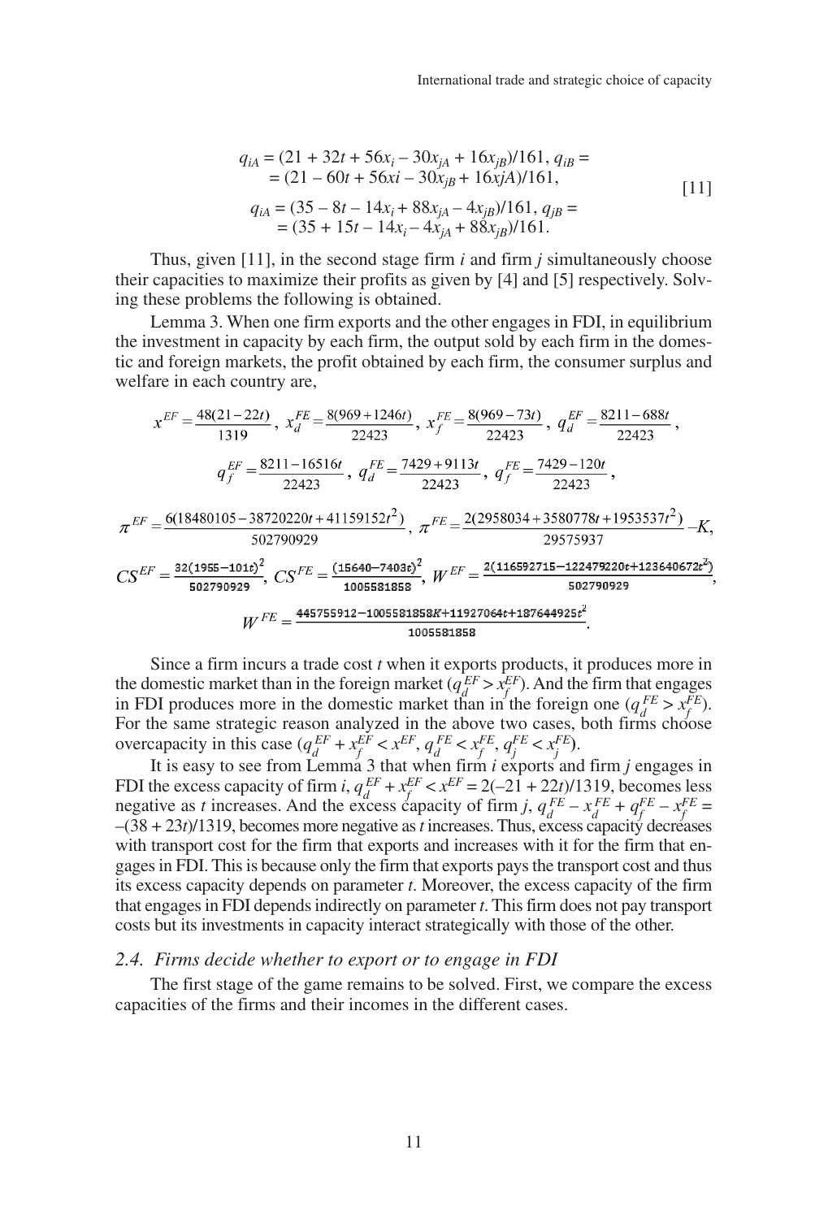$$q_{iA} = (21 + 32t + 56x_i - 30x_{jA} + 16x_{jB})/161,\ q_{iB} = \\ = (21 - 60t + 56xi - 30x_{jB} + 16xjA)/161,$$

$$q_{iA} = (35 - 8t - 14x_i + 88x_{jA} - 4x_{jB})/161,\ q_{jB} = \\ = (35 + 15t - 14x_i - 4x_{jA} + 88x_{jB})/161. \quad [11]$$

Thus, given [11], in the second stage firm *i* and firm *j* simultaneously choose their capacities to maximize their profits as given by [4] and [5] respectively. Solving these problems the following is obtained.

Lemma 3. When one firm exports and the other engages in FDI, in equilibrium the investment in capacity by each firm, the output sold by each firm in the domestic and foreign markets, the profit obtained by each firm, the consumer surplus and welfare in each country are,

$$x^{EF} = \frac{48(21-22t)}{1319},\ x_d^{FE} = \frac{8(969+1246t)}{22423},\ x_f^{FE} = \frac{8(969-73t)}{22423},\ q_d^{EF} = \frac{8211-688t}{22423},$$

$$q_f^{EF} = \frac{8211-16516t}{22423},\ q_d^{FE} = \frac{7429+9113t}{22423},\ q_f^{FE} = \frac{7429-120t}{22423},$$

$$\pi^{EF} = \frac{6(18480105-38720220t+41159152t^2)}{502790929},\ \pi^{FE} = \frac{2(2958034+3580778t+1953537t^2)}{29575937} - K,$$

$$CS^{EF} = \frac{32(1955-101t)^2}{502790929},\ CS^{FE} = \frac{(15640-7403t)^2}{1005581858},\ W^{EF} = \frac{2(116592715-122479220t+123640672t^2)}{502790929},$$

$$W^{FE} = \frac{445755912-1005581858K+11927064t+187644925t^2}{1005581858}.$$

Since a firm incurs a trade cost *t* when it exports products, it produces more in the domestic market than in the foreign market ($q_d^{EF} > x_f^{EF}$). And the firm that engages in FDI produces more in the domestic market than in the foreign one ($q_d^{FE} > x_f^{FE}$). For the same strategic reason analyzed in the above two cases, both firms choose overcapacity in this case ($q_d^{EF} + x_f^{EF} < x^{EF}$, $q_d^{FE} < x_f^{FE}$, $q_j^{FE} < x_j^{FE}$).

It is easy to see from Lemma 3 that when firm *i* exports and firm *j* engages in FDI the excess capacity of firm *i*, $q_d^{EF} + x_f^{EF} < x^{EF} = 2(-21 + 22t)/1319$, becomes less negative as *t* increases. And the excess capacity of firm *j*, $q_d^{FE} - x_d^{FE} + q_f^{FE} - x_f^{FE} = -(38 + 23t)/1319$, becomes more negative as *t* increases. Thus, excess capacity decreases with transport cost for the firm that exports and increases with it for the firm that engages in FDI. This is because only the firm that exports pays the transport cost and thus its excess capacity depends on parameter *t*. Moreover, the excess capacity of the firm that engages in FDI depends indirectly on parameter *t*. This firm does not pay transport costs but its investments in capacity interact strategically with those of the other.

### 2.4. *Firms decide whether to export or to engage in FDI*

The first stage of the game remains to be solved. First, we compare the excess capacities of the firms and their incomes in the different cases.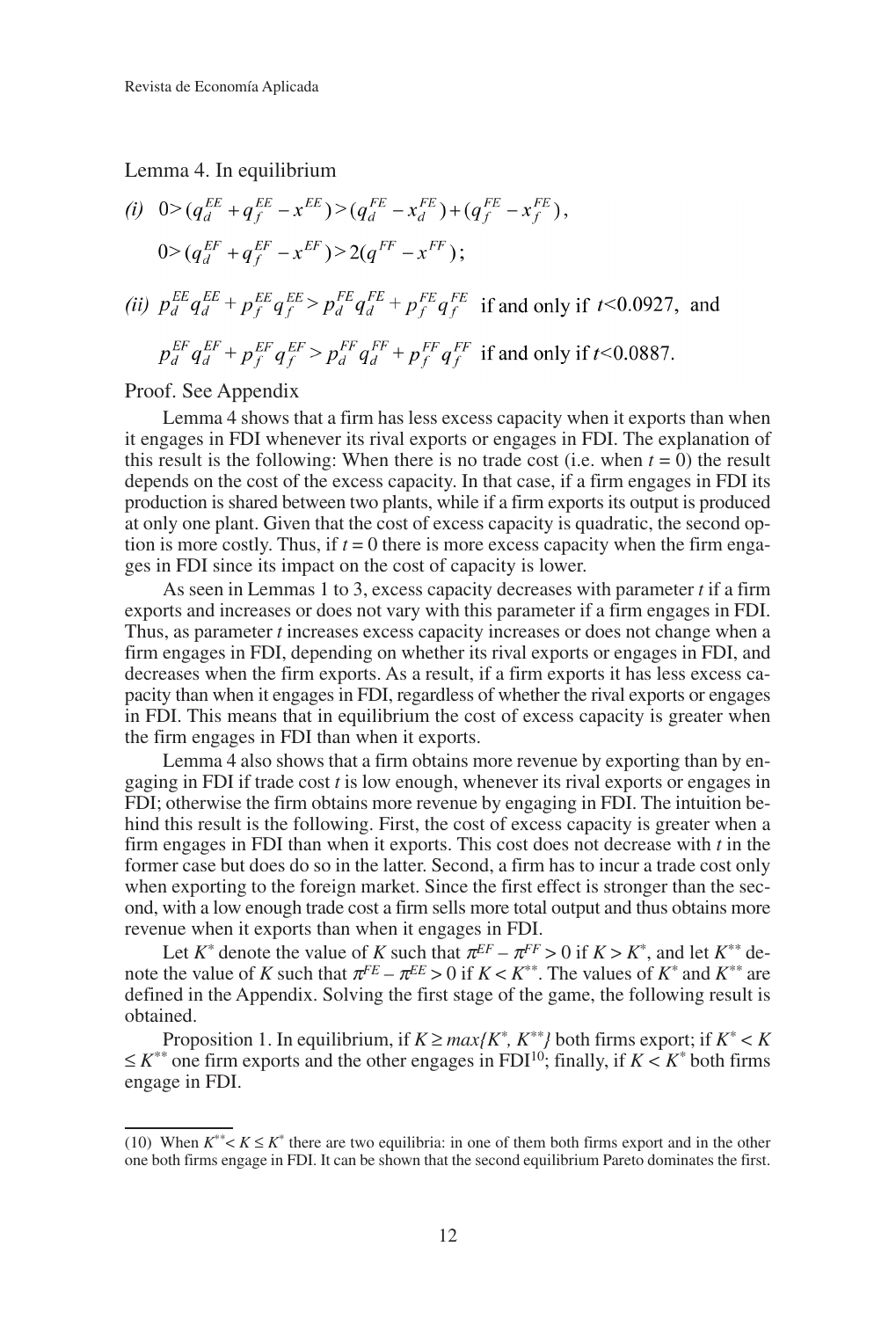Lemma 4. In equilibrium

*(i)* $0 > (q_d^{EE} + q_f^{EE} - x^{EE}) > (q_d^{FE} - x_d^{FE}) + (q_f^{FE} - x_f^{FE})$,

$0 > (q_d^{EF} + q_f^{EF} - x^{EF}) > 2(q^{FF} - x^{FF})$;

*(ii)* $p_d^{EE} q_d^{EE} + p_f^{EE} q_f^{EE} > p_d^{FE} q_d^{FE} + p_f^{FE} q_f^{FE}$ if and only if $t<0.0927$, and

$p_d^{EF} q_d^{EF} + p_f^{EF} q_f^{EF} > p_d^{FF} q_d^{FF} + p_f^{FF} q_f^{FF}$ if and only if $t<0.0887$.

Proof. See Appendix

Lemma 4 shows that a firm has less excess capacity when it exports than when it engages in FDI whenever its rival exports or engages in FDI. The explanation of this result is the following: When there is no trade cost (i.e. when $t = 0$) the result depends on the cost of the excess capacity. In that case, if a firm engages in FDI its production is shared between two plants, while if a firm exports its output is produced at only one plant. Given that the cost of excess capacity is quadratic, the second option is more costly. Thus, if $t = 0$ there is more excess capacity when the firm engages in FDI since its impact on the cost of capacity is lower.

As seen in Lemmas 1 to 3, excess capacity decreases with parameter $t$ if a firm exports and increases or does not vary with this parameter if a firm engages in FDI. Thus, as parameter $t$ increases excess capacity increases or does not change when a firm engages in FDI, depending on whether its rival exports or engages in FDI, and decreases when the firm exports. As a result, if a firm exports it has less excess capacity than when it engages in FDI, regardless of whether the rival exports or engages in FDI. This means that in equilibrium the cost of excess capacity is greater when the firm engages in FDI than when it exports.

Lemma 4 also shows that a firm obtains more revenue by exporting than by engaging in FDI if trade cost $t$ is low enough, whenever its rival exports or engages in FDI; otherwise the firm obtains more revenue by engaging in FDI. The intuition behind this result is the following. First, the cost of excess capacity is greater when a firm engages in FDI than when it exports. This cost does not decrease with $t$ in the former case but does do so in the latter. Second, a firm has to incur a trade cost only when exporting to the foreign market. Since the first effect is stronger than the second, with a low enough trade cost a firm sells more total output and thus obtains more revenue when it exports than when it engages in FDI.

Let $K^*$ denote the value of $K$ such that $\pi^{EF} - \pi^{FF} > 0$ if $K > K^*$, and let $K^{**}$ denote the value of $K$ such that $\pi^{FE} - \pi^{EE} > 0$ if $K < K^{**}$. The values of $K^*$ and $K^{**}$ are defined in the Appendix. Solving the first stage of the game, the following result is obtained.

Proposition 1. In equilibrium, if $K \geq max\{K^*, K^{**}\}$ both firms export; if $K^* < K \leq K^{**}$ one firm exports and the other engages in FDI[10]; finally, if $K < K^*$ both firms engage in FDI.

(10) When $K^{**} < K \leq K^*$ there are two equilibria: in one of them both firms export and in the other one both firms engage in FDI. It can be shown that the second equilibrium Pareto dominates the first.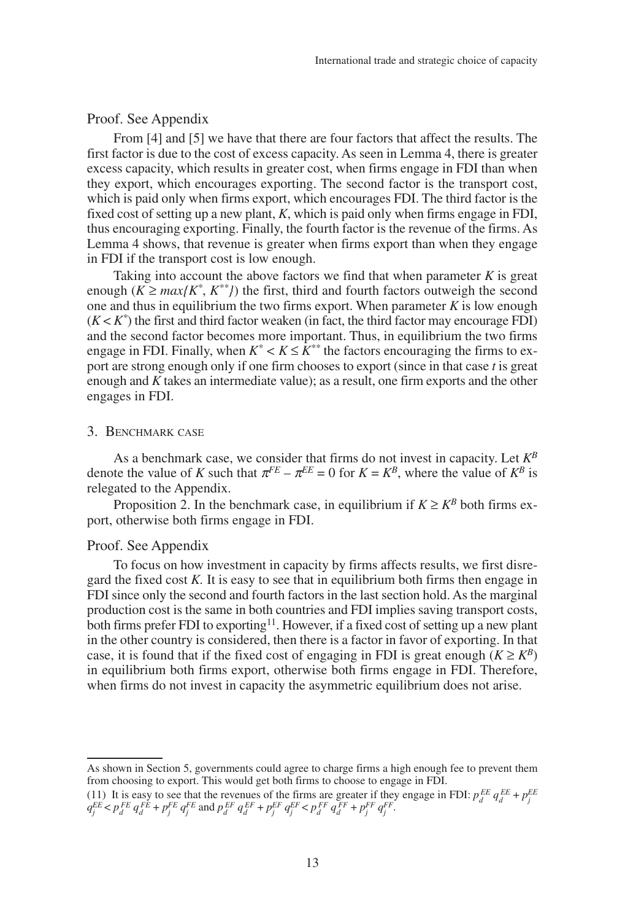Proof. See Appendix

From [4] and [5] we have that there are four factors that affect the results. The first factor is due to the cost of excess capacity. As seen in Lemma 4, there is greater excess capacity, which results in greater cost, when firms engage in FDI than when they export, which encourages exporting. The second factor is the transport cost, which is paid only when firms export, which encourages FDI. The third factor is the fixed cost of setting up a new plant, $K$, which is paid only when firms engage in FDI, thus encouraging exporting. Finally, the fourth factor is the revenue of the firms. As Lemma 4 shows, that revenue is greater when firms export than when they engage in FDI if the transport cost is low enough.

Taking into account the above factors we find that when parameter $K$ is great enough ($K \geq max\{K^{*}, K^{**}\}$) the first, third and fourth factors outweigh the second one and thus in equilibrium the two firms export. When parameter $K$ is low enough ($K < K^{*}$) the first and third factor weaken (in fact, the third factor may encourage FDI) and the second factor becomes more important. Thus, in equilibrium the two firms engage in FDI. Finally, when $K^{*} < K \leq K^{**}$ the factors encouraging the firms to export are strong enough only if one firm chooses to export (since in that case $t$ is great enough and $K$ takes an intermediate value); as a result, one firm exports and the other engages in FDI.

## 3. Benchmark case

As a benchmark case, we consider that firms do not invest in capacity. Let $K^{B}$ denote the value of $K$ such that $\pi^{FE} - \pi^{EE} = 0$ for $K = K^{B}$, where the value of $K^{B}$ is relegated to the Appendix.

Proposition 2. In the benchmark case, in equilibrium if $K \geq K^{B}$ both firms export, otherwise both firms engage in FDI.

Proof. See Appendix

To focus on how investment in capacity by firms affects results, we first disregard the fixed cost $K$. It is easy to see that in equilibrium both firms then engage in FDI since only the second and fourth factors in the last section hold. As the marginal production cost is the same in both countries and FDI implies saving transport costs, both firms prefer FDI to exporting[11]. However, if a fixed cost of setting up a new plant in the other country is considered, then there is a factor in favor of exporting. In that case, it is found that if the fixed cost of engaging in FDI is great enough ($K \geq K^{B}$) in equilibrium both firms export, otherwise both firms engage in FDI. Therefore, when firms do not invest in capacity the asymmetric equilibrium does not arise.

---

As shown in Section 5, governments could agree to charge firms a high enough fee to prevent them from choosing to export. This would get both firms to choose to engage in FDI.

(11) It is easy to see that the revenues of the firms are greater if they engage in FDI: $p_d^{EE} q_d^{EE} + p_j^{EE} q_j^{EE} < p_d^{FE} q_d^{FE} + p_j^{FE} q_j^{FE}$ and $p_d^{EF} q_d^{EF} + p_j^{EF} q_j^{EF} < p_d^{FF} q_d^{FF} + p_j^{FF} q_j^{FF}$.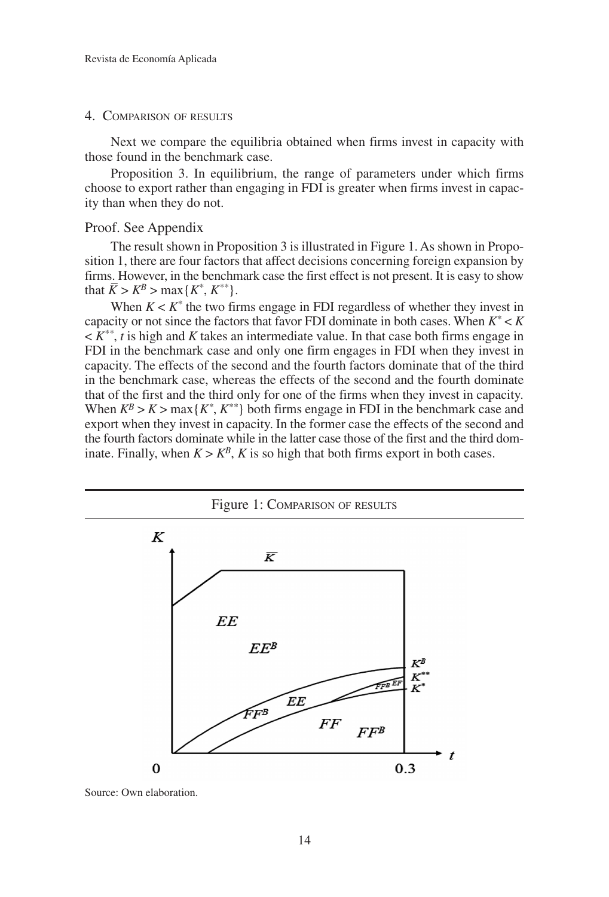## 4. Comparison of results

Next we compare the equilibria obtained when firms invest in capacity with those found in the benchmark case.

Proposition 3. In equilibrium, the range of parameters under which firms choose to export rather than engaging in FDI is greater when firms invest in capacity than when they do not.

Proof. See Appendix

The result shown in Proposition 3 is illustrated in Figure 1. As shown in Proposition 1, there are four factors that affect decisions concerning foreign expansion by firms. However, in the benchmark case the first effect is not present. It is easy to show that $\bar{K} > K^B > \max\{K^*, K^{**}\}$.

When $K < K^*$ the two firms engage in FDI regardless of whether they invest in capacity or not since the factors that favor FDI dominate in both cases. When $K^* < K < K^{**}$, $t$ is high and $K$ takes an intermediate value. In that case both firms engage in FDI in the benchmark case and only one firm engages in FDI when they invest in capacity. The effects of the second and the fourth factors dominate that of the third in the benchmark case, whereas the effects of the second and the fourth dominate that of the first and the third only for one of the firms when they invest in capacity. When $K^B > K > \max\{K^*, K^{**}\}$ both firms engage in FDI in the benchmark case and export when they invest in capacity. In the former case the effects of the second and the fourth factors dominate while in the latter case those of the first and the third dominate. Finally, when $K > K^B$, $K$ is so high that both firms export in both cases.

Figure 1: Comparison of results

Source: Own elaboration.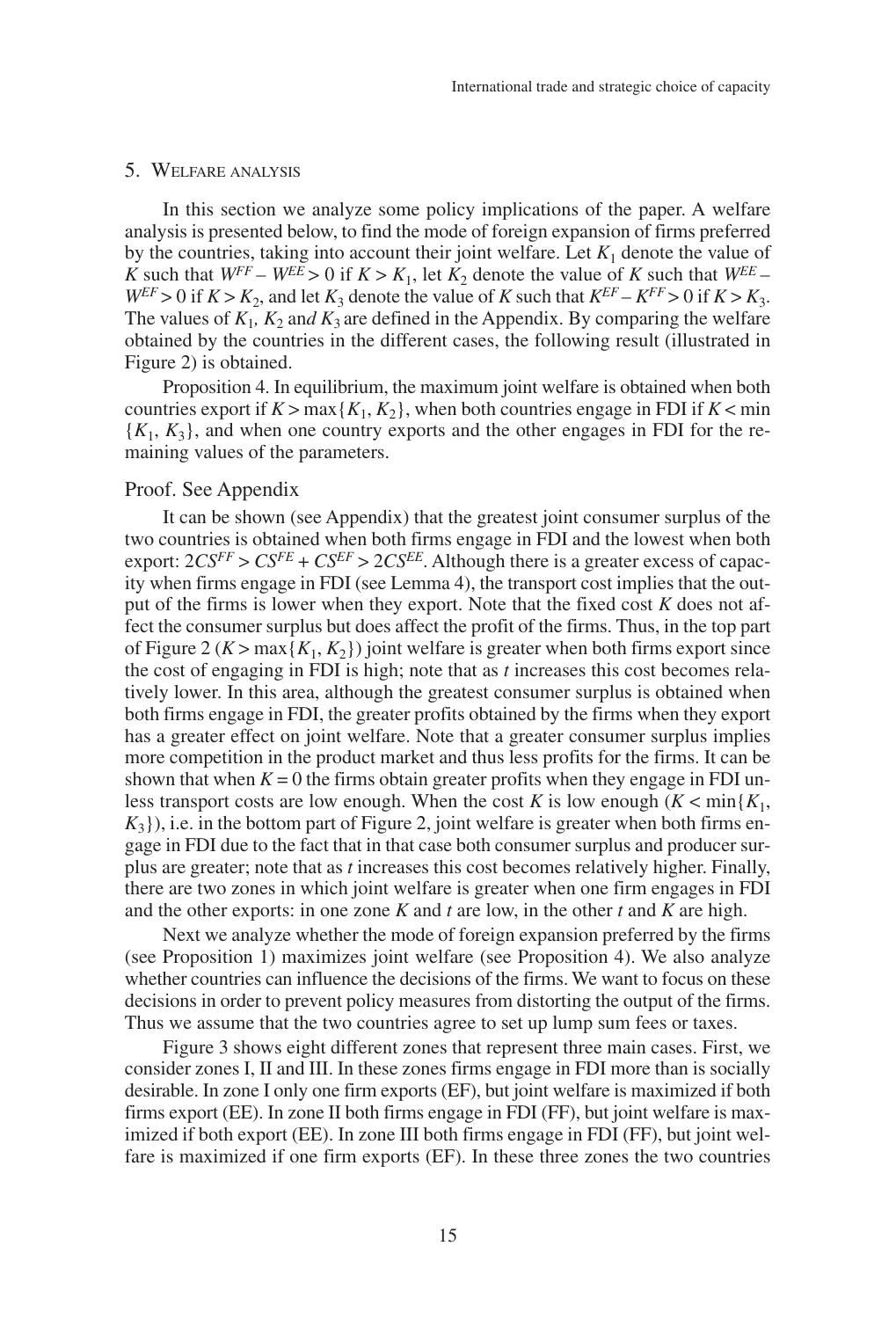## 5. Welfare analysis

In this section we analyze some policy implications of the paper. A welfare analysis is presented below, to find the mode of foreign expansion of firms preferred by the countries, taking into account their joint welfare. Let $K_1$ denote the value of $K$ such that $W^{FF} - W^{EE} > 0$ if $K > K_1$, let $K_2$ denote the value of $K$ such that $W^{EE} - W^{EF} > 0$ if $K > K_2$, and let $K_3$ denote the value of $K$ such that $K^{EF} - K^{FF} > 0$ if $K > K_3$. The values of $K_1$, $K_2$ and $K_3$ are defined in the Appendix. By comparing the welfare obtained by the countries in the different cases, the following result (illustrated in Figure 2) is obtained.

Proposition 4. In equilibrium, the maximum joint welfare is obtained when both countries export if $K > \max\{K_1, K_2\}$, when both countries engage in FDI if $K < \min\{K_1, K_3\}$, and when one country exports and the other engages in FDI for the remaining values of the parameters.

Proof. See Appendix

It can be shown (see Appendix) that the greatest joint consumer surplus of the two countries is obtained when both firms engage in FDI and the lowest when both export: $2CS^{FF} > CS^{FE} + CS^{EF} > 2CS^{EE}$. Although there is a greater excess of capacity when firms engage in FDI (see Lemma 4), the transport cost implies that the output of the firms is lower when they export. Note that the fixed cost $K$ does not affect the consumer surplus but does affect the profit of the firms. Thus, in the top part of Figure 2 ($K > \max\{K_1, K_2\}$) joint welfare is greater when both firms export since the cost of engaging in FDI is high; note that as $t$ increases this cost becomes relatively lower. In this area, although the greatest consumer surplus is obtained when both firms engage in FDI, the greater profits obtained by the firms when they export has a greater effect on joint welfare. Note that a greater consumer surplus implies more competition in the product market and thus less profits for the firms. It can be shown that when $K = 0$ the firms obtain greater profits when they engage in FDI unless transport costs are low enough. When the cost $K$ is low enough ($K < \min\{K_1, K_3\}$), i.e. in the bottom part of Figure 2, joint welfare is greater when both firms engage in FDI due to the fact that in that case both consumer surplus and producer surplus are greater; note that as $t$ increases this cost becomes relatively higher. Finally, there are two zones in which joint welfare is greater when one firm engages in FDI and the other exports: in one zone $K$ and $t$ are low, in the other $t$ and $K$ are high.

Next we analyze whether the mode of foreign expansion preferred by the firms (see Proposition 1) maximizes joint welfare (see Proposition 4). We also analyze whether countries can influence the decisions of the firms. We want to focus on these decisions in order to prevent policy measures from distorting the output of the firms. Thus we assume that the two countries agree to set up lump sum fees or taxes.

Figure 3 shows eight different zones that represent three main cases. First, we consider zones I, II and III. In these zones firms engage in FDI more than is socially desirable. In zone I only one firm exports (EF), but joint welfare is maximized if both firms export (EE). In zone II both firms engage in FDI (FF), but joint welfare is maximized if both export (EE). In zone III both firms engage in FDI (FF), but joint welfare is maximized if one firm exports (EF). In these three zones the two countries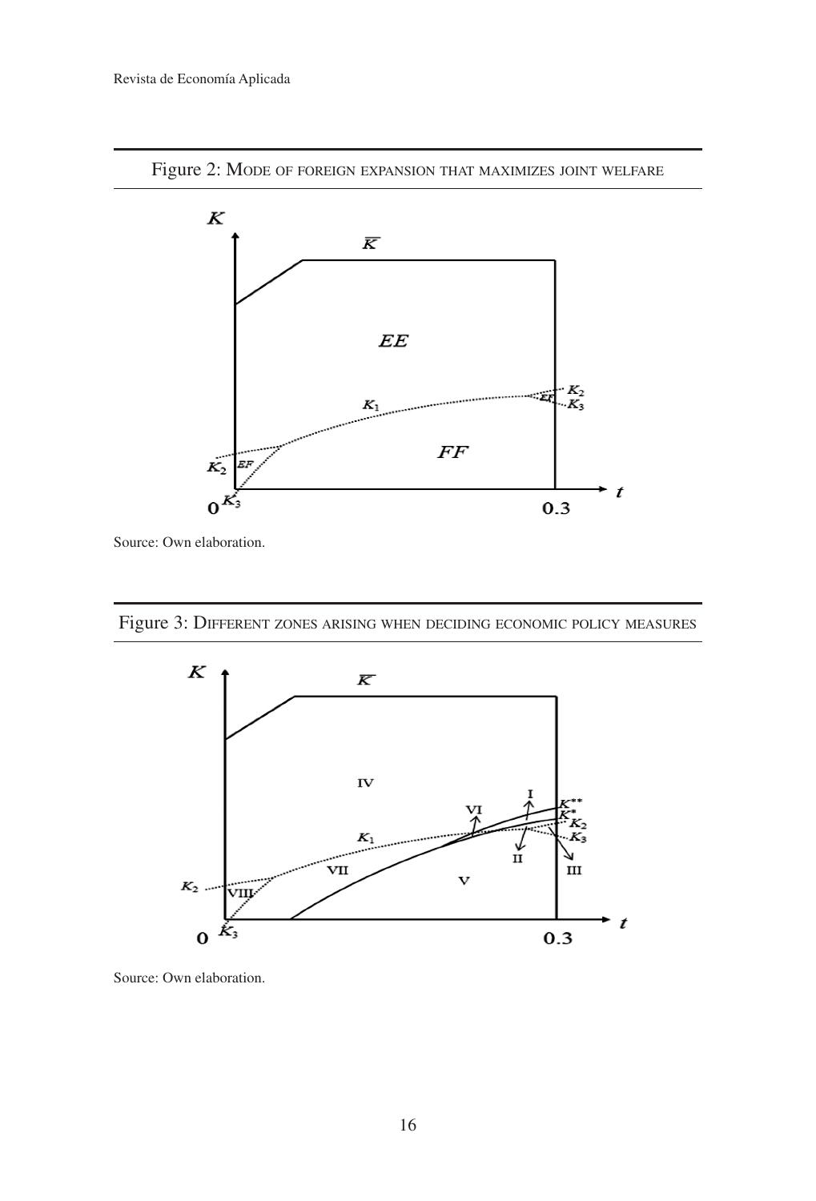Figure 2: Mode of foreign expansion that maximizes joint welfare

Source: Own elaboration.

Figure 3: Different zones arising when deciding economic policy measures

Source: Own elaboration.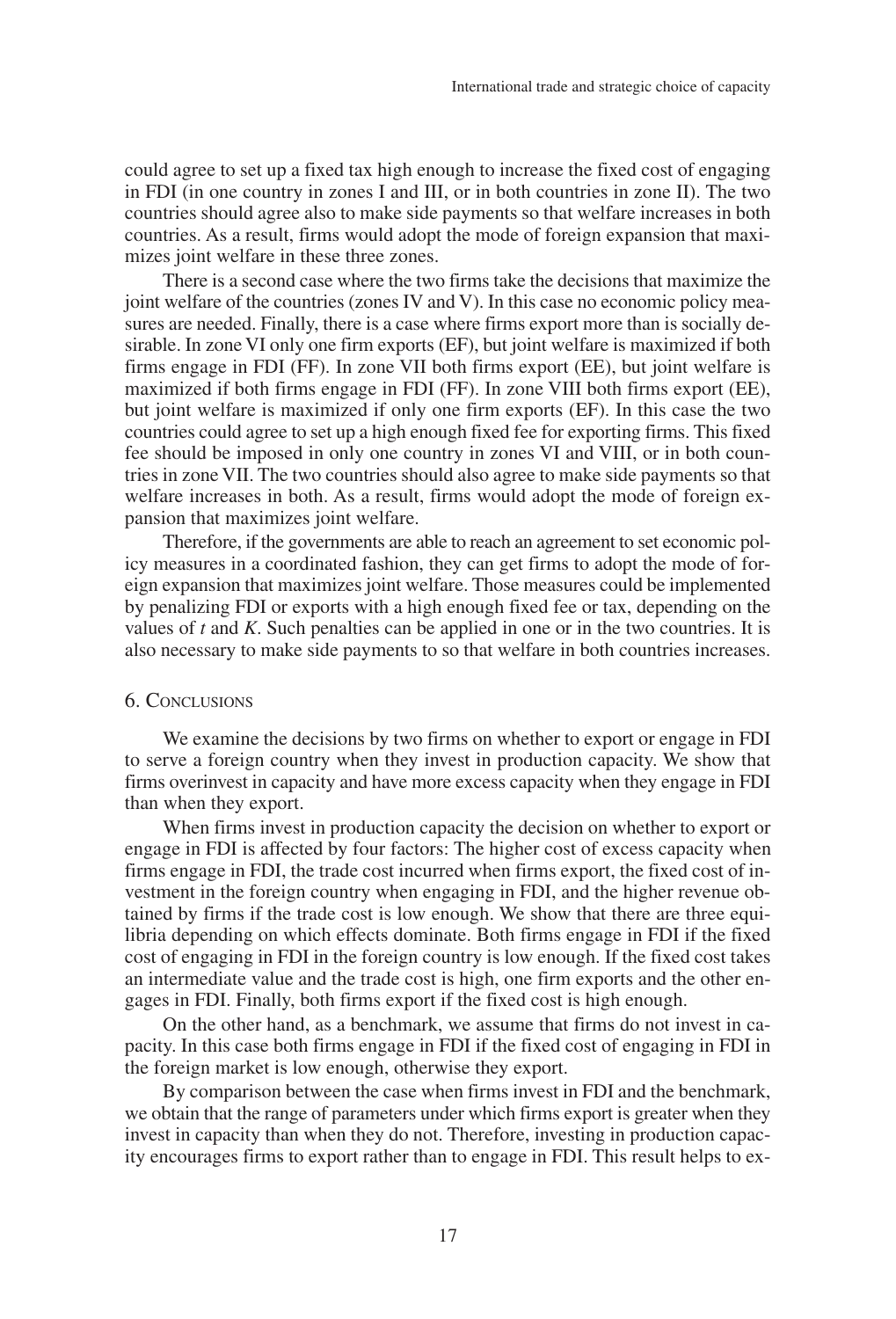could agree to set up a fixed tax high enough to increase the fixed cost of engaging in FDI (in one country in zones I and III, or in both countries in zone II). The two countries should agree also to make side payments so that welfare increases in both countries. As a result, firms would adopt the mode of foreign expansion that maximizes joint welfare in these three zones.

There is a second case where the two firms take the decisions that maximize the joint welfare of the countries (zones IV and V). In this case no economic policy measures are needed. Finally, there is a case where firms export more than is socially desirable. In zone VI only one firm exports (EF), but joint welfare is maximized if both firms engage in FDI (FF). In zone VII both firms export (EE), but joint welfare is maximized if both firms engage in FDI (FF). In zone VIII both firms export (EE), but joint welfare is maximized if only one firm exports (EF). In this case the two countries could agree to set up a high enough fixed fee for exporting firms. This fixed fee should be imposed in only one country in zones VI and VIII, or in both countries in zone VII. The two countries should also agree to make side payments so that welfare increases in both. As a result, firms would adopt the mode of foreign expansion that maximizes joint welfare.

Therefore, if the governments are able to reach an agreement to set economic policy measures in a coordinated fashion, they can get firms to adopt the mode of foreign expansion that maximizes joint welfare. Those measures could be implemented by penalizing FDI or exports with a high enough fixed fee or tax, depending on the values of $t$ and $K$. Such penalties can be applied in one or in the two countries. It is also necessary to make side payments to so that welfare in both countries increases.

## 6. Conclusions

We examine the decisions by two firms on whether to export or engage in FDI to serve a foreign country when they invest in production capacity. We show that firms overinvest in capacity and have more excess capacity when they engage in FDI than when they export.

When firms invest in production capacity the decision on whether to export or engage in FDI is affected by four factors: The higher cost of excess capacity when firms engage in FDI, the trade cost incurred when firms export, the fixed cost of investment in the foreign country when engaging in FDI, and the higher revenue obtained by firms if the trade cost is low enough. We show that there are three equilibria depending on which effects dominate. Both firms engage in FDI if the fixed cost of engaging in FDI in the foreign country is low enough. If the fixed cost takes an intermediate value and the trade cost is high, one firm exports and the other engages in FDI. Finally, both firms export if the fixed cost is high enough.

On the other hand, as a benchmark, we assume that firms do not invest in capacity. In this case both firms engage in FDI if the fixed cost of engaging in FDI in the foreign market is low enough, otherwise they export.

By comparison between the case when firms invest in FDI and the benchmark, we obtain that the range of parameters under which firms export is greater when they invest in capacity than when they do not. Therefore, investing in production capacity encourages firms to export rather than to engage in FDI. This result helps to ex-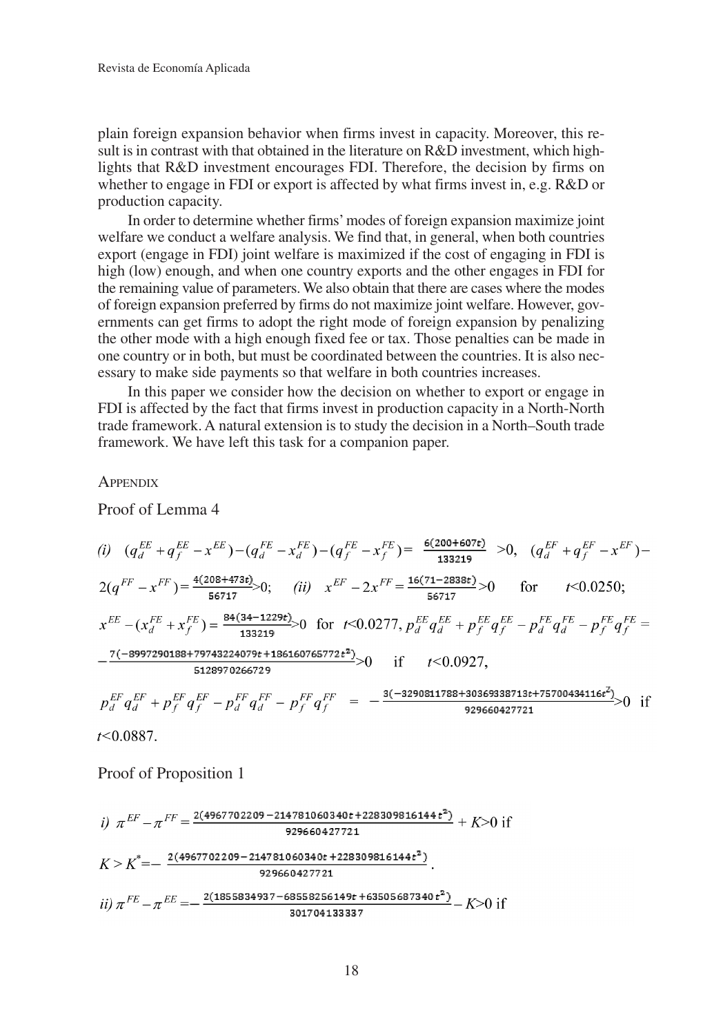plain foreign expansion behavior when firms invest in capacity. Moreover, this result is in contrast with that obtained in the literature on R&D investment, which highlights that R&D investment encourages FDI. Therefore, the decision by firms on whether to engage in FDI or export is affected by what firms invest in, e.g. R&D or production capacity.

In order to determine whether firms' modes of foreign expansion maximize joint welfare we conduct a welfare analysis. We find that, in general, when both countries export (engage in FDI) joint welfare is maximized if the cost of engaging in FDI is high (low) enough, and when one country exports and the other engages in FDI for the remaining value of parameters. We also obtain that there are cases where the modes of foreign expansion preferred by firms do not maximize joint welfare. However, governments can get firms to adopt the right mode of foreign expansion by penalizing the other mode with a high enough fixed fee or tax. Those penalties can be made in one country or in both, but must be coordinated between the countries. It is also necessary to make side payments so that welfare in both countries increases.

In this paper we consider how the decision on whether to export or engage in FDI is affected by the fact that firms invest in production capacity in a North-North trade framework. A natural extension is to study the decision in a North–South trade framework. We have left this task for a companion paper.

## Appendix

### Proof of Lemma 4

*(i)* $(q_d^{EE}+q_f^{EE}-x^{EE})-(q_d^{FE}-x_d^{FE})-(q_f^{FE}-x_f^{FE})=\frac{6(200+607t)}{133219}>0$, $(q_d^{EF}+q_f^{EF}-x^{EF})-2(q^{FF}-x^{FF})=\frac{4(208+473t)}{56717}>0$; *(ii)* $x^{EF}-2x^{FF}=\frac{16(71-2838t)}{56717}>0$ for $t<0.0250$; $x^{EE}-(x_d^{FE}+x_f^{FE})=\frac{84(34-1229t)}{133219}>0$ for $t<0.0277$, $p_d^{EE}q_d^{EE}+p_f^{EE}q_f^{EE}-p_d^{FE}q_d^{FE}-p_f^{FE}q_f^{FE}=-\frac{7(-8997290188+79743224079t+186160765772t^2)}{5128970266729}>0$ if $t<0.0927$,

$p_d^{EF}q_d^{EF}+p_f^{EF}q_f^{EF}-p_d^{FF}q_d^{FF}-p_f^{FF}q_f^{FF}=-\frac{3(-3290811788+30369338713t+75700434116t^2)}{929660427721}>0$ if $t<0.0887$.

### Proof of Proposition 1

*i)* $\pi^{EF}-\pi^{FF}=\frac{2(4967702209-214781060340t+228309816144t^2)}{929660427721}+K>0$ if $K>K^*=-\frac{2(4967702209-214781060340t+228309816144t^2)}{929660427721}$.

*ii)* $\pi^{FE}-\pi^{EE}=-\frac{2(1855834937-68558256149t+63505687340t^2)}{301704133337}-K>0$ if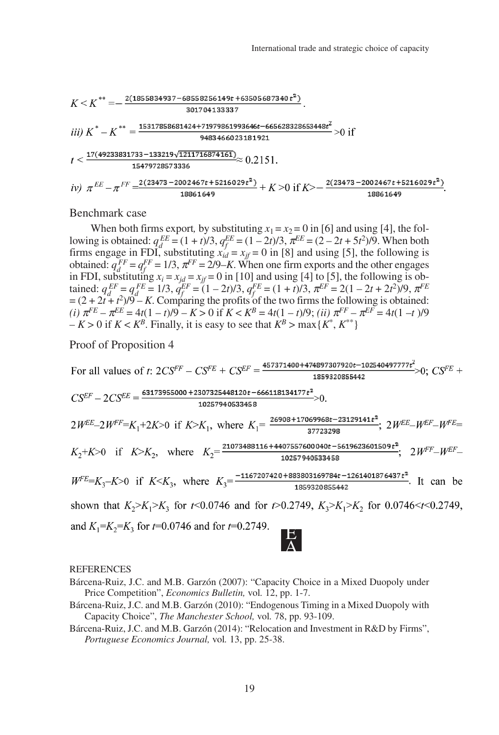$K < K^{**} = -\frac{2(1855834937 - 68558256149t + 63505687340t^2)}{301704133337}$.

*iii)* $K^* - K^{**} = \frac{15317858681424 + 71979861993646t - 665628328653448t^2}{9483466023181921} > 0$ if

$t < \frac{17(49233831733 - 133219\sqrt{1211716874161})}{15479728573336} \approx 0.2151$.

*iv)* $\pi^{EE} - \pi^{FF} = \frac{2(23473 - 2002467t + 5216029t^2)}{18861649} + K > 0$ if $K > -\frac{2(23473 - 2002467t + 5216029t^2)}{18861649}$.

## Benchmark case

When both firms export, by substituting $x_1 = x_2 = 0$ in [6] and using [4], the following is obtained: $q_d^{EE} = (1 + t)/3$, $q_f^{EE} = (1 - 2t)/3$, $\pi^{EE} = (2 - 2t + 5t^2)/9$. When both firms engage in FDI, substituting $x_{id} = x_{jf} = 0$ in [8] and using [5], the following is obtained: $q_d^{FF} = q_f^{FF} = 1/3$, $\pi^{FF} = 2/9 - K$. When one firm exports and the other engages in FDI, substituting $x_i = x_{jd} = x_{jf} = 0$ in [10] and using [4] to [5], the following is obtained: $q_d^{EF} = q_d^{FE} = 1/3$, $q_f^{EF} = (1 - 2t)/3$, $q_f^{FE} = (1 + t)/3$, $\pi^{EF} = 2(1 - 2t + 2t^2)/9$, $\pi^{FE} = (2 + 2t + t^2)/9 - K$. Comparing the profits of the two firms the following is obtained: *(i)* $\pi^{FE} - \pi^{EE} = 4t(1 - t)/9 - K > 0$ if $K < K^B = 4t(1 - t)/9$; *(ii)* $\pi^{FF} - \pi^{EF} = 4t(1 - t)/9 - K > 0$ if $K < K^B$. Finally, it is easy to see that $K^B > \max\{K^*, K^{**}\}$

## Proof of Proposition 4

For all values of $t$: $2CS^{FF} - CS^{FE} + CS^{EF} = \frac{457371400 + 474897307920t - 102540497777t^2}{1859320855442} > 0$; $CS^{FE} + CS^{EF} - 2CS^{EE} = \frac{63173955000 + 2307325448120t - 666118134177t^2}{10257940533458} > 0$.

$2W^{EE} - 2W^{FF} = K_1 + 2K > 0$ if $K > K_1$, where $K_1 = \frac{26908 + 17069968t - 23129141t^2}{37723298}$; $2W^{EE} - W^{EF} - W^{FE} = K_2 + K > 0$ if $K > K_2$, where $K_2 = \frac{21073488116 + 4407557600040t - 5619623601509t^2}{10257940533458}$; $2W^{FF} - W^{EF} - W^{FE} = K_3 - K > 0$ if $K < K_3$, where $K_3 = \frac{-1167207420 + 883803169784t - 1261401876437t^2}{1859320855442}$. It can be shown that $K_2 > K_1 > K_3$ for $t < 0.0746$ and for $t > 0.2749$, $K_3 > K_1 > K_2$ for $0.0746 < t < 0.2749$, and $K_1 = K_2 = K_3$ for $t = 0.0746$ and for $t = 0.2749$.

## REFERENCES

Bárcena-Ruiz, J.C. and M.B. Garzón (2007): "Capacity Choice in a Mixed Duopoly under Price Competition", *Economics Bulletin,* vol. 12, pp. 1-7.

Bárcena-Ruiz, J.C. and M.B. Garzón (2010): "Endogenous Timing in a Mixed Duopoly with Capacity Choice", *The Manchester School,* vol. 78, pp. 93-109.

Bárcena-Ruiz, J.C. and M.B. Garzón (2014): "Relocation and Investment in R&D by Firms", *Portuguese Economics Journal,* vol. 13, pp. 25-38.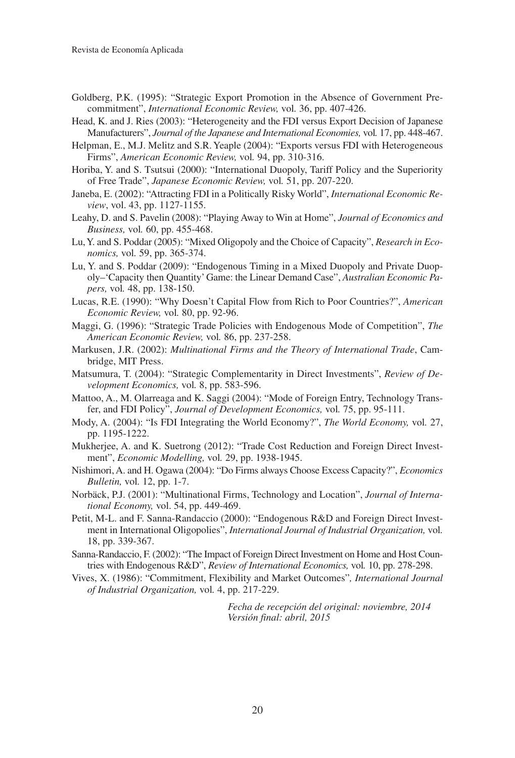Goldberg, P.K. (1995): "Strategic Export Promotion in the Absence of Government Precommitment", *International Economic Review,* vol. 36, pp. 407-426.

Head, K. and J. Ries (2003): "Heterogeneity and the FDI versus Export Decision of Japanese Manufacturers", *Journal of the Japanese and International Economies,* vol. 17, pp. 448-467.

Helpman, E., M.J. Melitz and S.R. Yeaple (2004): "Exports versus FDI with Heterogeneous Firms", *American Economic Review,* vol. 94, pp. 310-316.

Horiba, Y. and S. Tsutsui (2000): "International Duopoly, Tariff Policy and the Superiority of Free Trade", *Japanese Economic Review,* vol. 51, pp. 207-220.

Janeba, E. (2002): "Attracting FDI in a Politically Risky World", *International Economic Review*, vol. 43, pp. 1127-1155.

Leahy, D. and S. Pavelin (2008): "Playing Away to Win at Home", *Journal of Economics and Business,* vol. 60, pp. 455-468.

Lu, Y. and S. Poddar (2005): "Mixed Oligopoly and the Choice of Capacity", *Research in Economics,* vol. 59, pp. 365-374.

Lu, Y. and S. Poddar (2009): "Endogenous Timing in a Mixed Duopoly and Private Duopoly–'Capacity then Quantity' Game: the Linear Demand Case", *Australian Economic Papers,* vol. 48, pp. 138-150.

Lucas, R.E. (1990): "Why Doesn't Capital Flow from Rich to Poor Countries?", *American Economic Review,* vol. 80, pp. 92-96.

Maggi, G. (1996): "Strategic Trade Policies with Endogenous Mode of Competition", *The American Economic Review,* vol. 86, pp. 237-258.

Markusen, J.R. (2002): *Multinational Firms and the Theory of International Trade*, Cambridge, MIT Press.

Matsumura, T. (2004): "Strategic Complementarity in Direct Investments", *Review of Development Economics,* vol. 8, pp. 583-596.

Mattoo, A., M. Olarreaga and K. Saggi (2004): "Mode of Foreign Entry, Technology Transfer, and FDI Policy", *Journal of Development Economics,* vol. 75, pp. 95-111.

Mody, A. (2004): "Is FDI Integrating the World Economy?", *The World Economy,* vol. 27, pp. 1195-1222.

Mukherjee, A. and K. Suetrong (2012): "Trade Cost Reduction and Foreign Direct Investment", *Economic Modelling,* vol. 29, pp. 1938-1945.

Nishimori, A. and H. Ogawa (2004): "Do Firms always Choose Excess Capacity?", *Economics Bulletin,* vol. 12, pp. 1-7.

Norbäck, P.J. (2001): "Multinational Firms, Technology and Location", *Journal of International Economy,* vol. 54, pp. 449-469.

Petit, M-L. and F. Sanna-Randaccio (2000): "Endogenous R&D and Foreign Direct Investment in International Oligopolies", *International Journal of Industrial Organization,* vol. 18, pp. 339-367.

Sanna-Randaccio, F. (2002): "The Impact of Foreign Direct Investment on Home and Host Countries with Endogenous R&D", *Review of International Economics,* vol. 10, pp. 278-298.

Vives, X. (1986): "Commitment, Flexibility and Market Outcomes"*, International Journal of Industrial Organization,* vol. 4, pp. 217-229.

*Fecha de recepción del original: noviembre, 2014*
*Versión final: abril, 2015*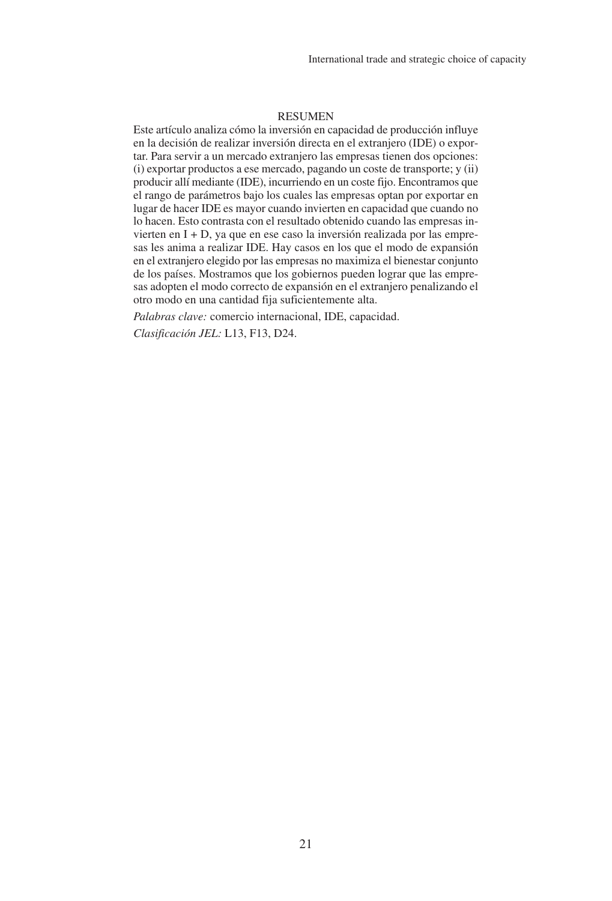## RESUMEN

Este artículo analiza cómo la inversión en capacidad de producción influye en la decisión de realizar inversión directa en el extranjero (IDE) o exportar. Para servir a un mercado extranjero las empresas tienen dos opciones: (i) exportar productos a ese mercado, pagando un coste de transporte; y (ii) producir allí mediante (IDE), incurriendo en un coste fijo. Encontramos que el rango de parámetros bajo los cuales las empresas optan por exportar en lugar de hacer IDE es mayor cuando invierten en capacidad que cuando no lo hacen. Esto contrasta con el resultado obtenido cuando las empresas invierten en I + D, ya que en ese caso la inversión realizada por las empresas les anima a realizar IDE. Hay casos en los que el modo de expansión en el extranjero elegido por las empresas no maximiza el bienestar conjunto de los países. Mostramos que los gobiernos pueden lograr que las empresas adopten el modo correcto de expansión en el extranjero penalizando el otro modo en una cantidad fija suficientemente alta.

*Palabras clave:* comercio internacional, IDE, capacidad.

*Clasificación JEL:* L13, F13, D24.